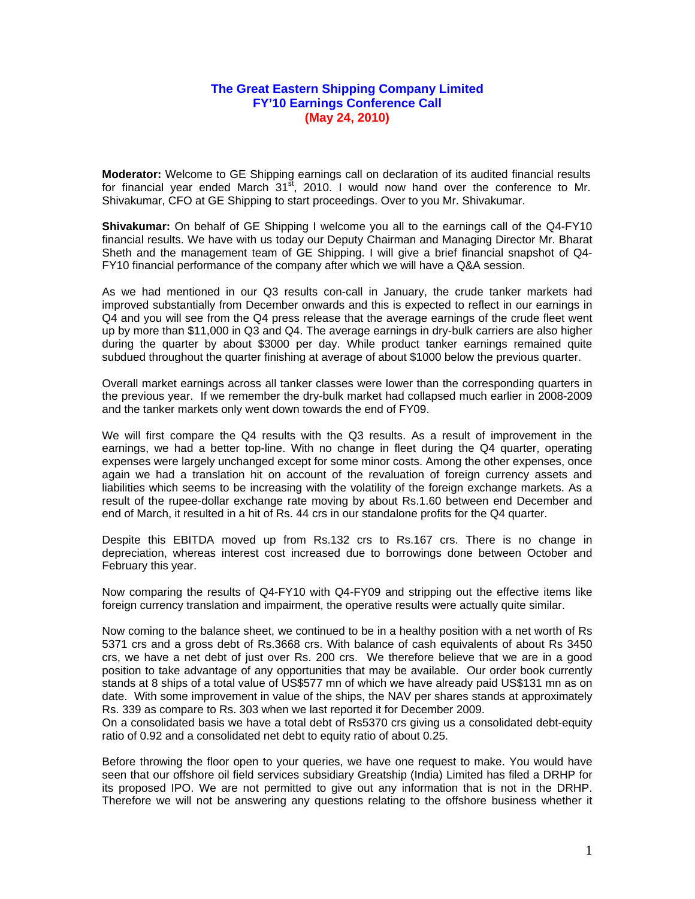# The Great Eastern Shipping Company Limited
## FY'10 Earnings Conference Call
### (May 24, 2010)

**Moderator:** Welcome to GE Shipping earnings call on declaration of its audited financial results for financial year ended March 31st, 2010. I would now hand over the conference to Mr. Shivakumar, CFO at GE Shipping to start proceedings. Over to you Mr. Shivakumar.

**Shivakumar:** On behalf of GE Shipping I welcome you all to the earnings call of the Q4-FY10 financial results. We have with us today our Deputy Chairman and Managing Director Mr. Bharat Sheth and the management team of GE Shipping. I will give a brief financial snapshot of Q4-FY10 financial performance of the company after which we will have a Q&A session.

As we had mentioned in our Q3 results con-call in January, the crude tanker markets had improved substantially from December onwards and this is expected to reflect in our earnings in Q4 and you will see from the Q4 press release that the average earnings of the crude fleet went up by more than $11,000 in Q3 and Q4. The average earnings in dry-bulk carriers are also higher during the quarter by about $3000 per day. While product tanker earnings remained quite subdued throughout the quarter finishing at average of about $1000 below the previous quarter.

Overall market earnings across all tanker classes were lower than the corresponding quarters in the previous year. If we remember the dry-bulk market had collapsed much earlier in 2008-2009 and the tanker markets only went down towards the end of FY09.

We will first compare the Q4 results with the Q3 results. As a result of improvement in the earnings, we had a better top-line. With no change in fleet during the Q4 quarter, operating expenses were largely unchanged except for some minor costs. Among the other expenses, once again we had a translation hit on account of the revaluation of foreign currency assets and liabilities which seems to be increasing with the volatility of the foreign exchange markets. As a result of the rupee-dollar exchange rate moving by about Rs.1.60 between end December and end of March, it resulted in a hit of Rs. 44 crs in our standalone profits for the Q4 quarter.

Despite this EBITDA moved up from Rs.132 crs to Rs.167 crs. There is no change in depreciation, whereas interest cost increased due to borrowings done between October and February this year.

Now comparing the results of Q4-FY10 with Q4-FY09 and stripping out the effective items like foreign currency translation and impairment, the operative results were actually quite similar.

Now coming to the balance sheet, we continued to be in a healthy position with a net worth of Rs 5371 crs and a gross debt of Rs.3668 crs. With balance of cash equivalents of about Rs 3450 crs, we have a net debt of just over Rs. 200 crs. We therefore believe that we are in a good position to take advantage of any opportunities that may be available. Our order book currently stands at 8 ships of a total value of US$577 mn of which we have already paid US$131 mn as on date. With some improvement in value of the ships, the NAV per shares stands at approximately Rs. 339 as compare to Rs. 303 when we last reported it for December 2009.
On a consolidated basis we have a total debt of Rs5370 crs giving us a consolidated debt-equity ratio of 0.92 and a consolidated net debt to equity ratio of about 0.25.

Before throwing the floor open to your queries, we have one request to make. You would have seen that our offshore oil field services subsidiary Greatship (India) Limited has filed a DRHP for its proposed IPO. We are not permitted to give out any information that is not in the DRHP. Therefore we will not be answering any questions relating to the offshore business whether it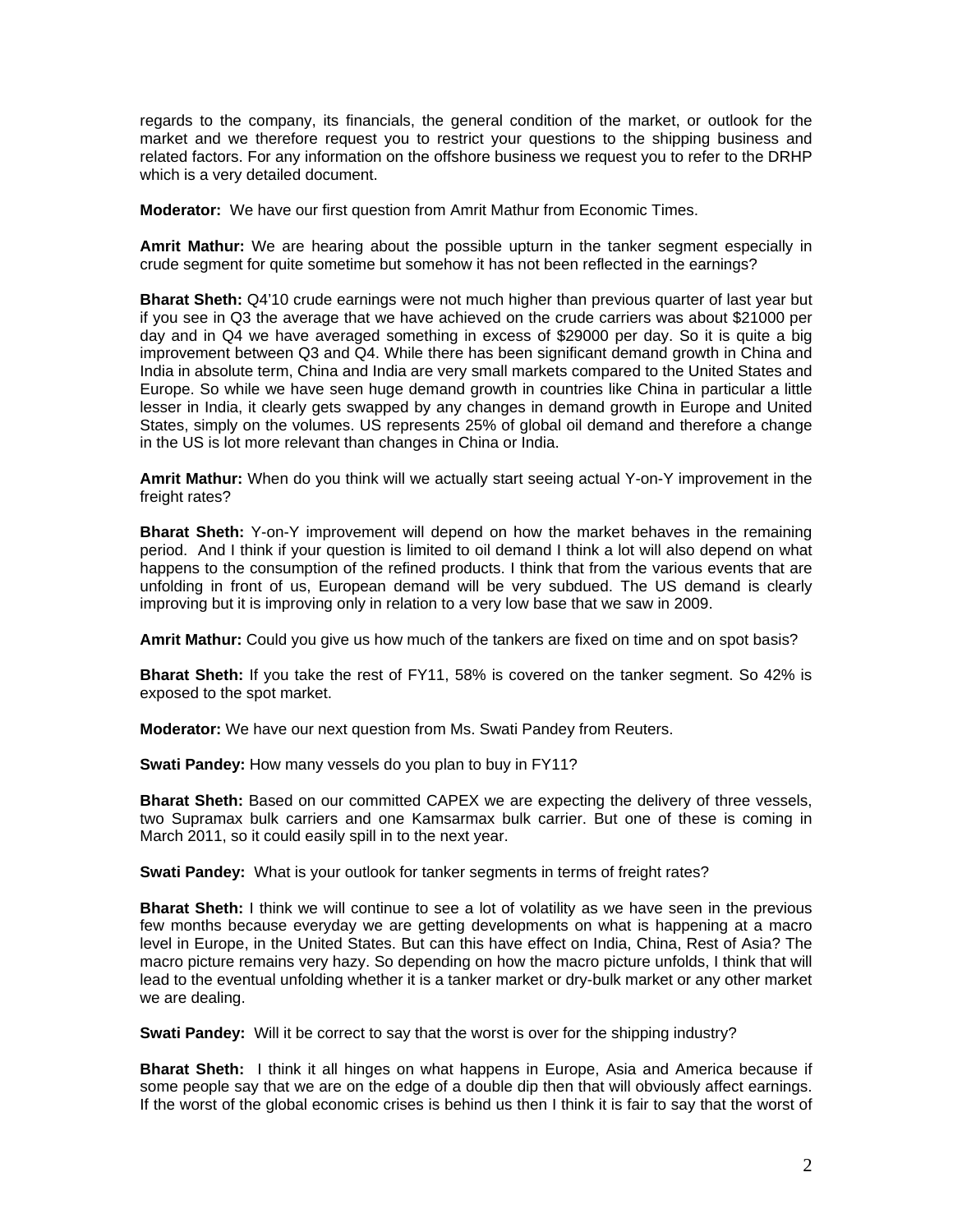regards to the company, its financials, the general condition of the market, or outlook for the market and we therefore request you to restrict your questions to the shipping business and related factors. For any information on the offshore business we request you to refer to the DRHP which is a very detailed document.

**Moderator:** We have our first question from Amrit Mathur from Economic Times.

**Amrit Mathur:** We are hearing about the possible upturn in the tanker segment especially in crude segment for quite sometime but somehow it has not been reflected in the earnings?

**Bharat Sheth:** Q4'10 crude earnings were not much higher than previous quarter of last year but if you see in Q3 the average that we have achieved on the crude carriers was about $21000 per day and in Q4 we have averaged something in excess of $29000 per day. So it is quite a big improvement between Q3 and Q4. While there has been significant demand growth in China and India in absolute term, China and India are very small markets compared to the United States and Europe. So while we have seen huge demand growth in countries like China in particular a little lesser in India, it clearly gets swapped by any changes in demand growth in Europe and United States, simply on the volumes. US represents 25% of global oil demand and therefore a change in the US is lot more relevant than changes in China or India.

**Amrit Mathur:** When do you think will we actually start seeing actual Y-on-Y improvement in the freight rates?

**Bharat Sheth:** Y-on-Y improvement will depend on how the market behaves in the remaining period. And I think if your question is limited to oil demand I think a lot will also depend on what happens to the consumption of the refined products. I think that from the various events that are unfolding in front of us, European demand will be very subdued. The US demand is clearly improving but it is improving only in relation to a very low base that we saw in 2009.

**Amrit Mathur:** Could you give us how much of the tankers are fixed on time and on spot basis?

**Bharat Sheth:** If you take the rest of FY11, 58% is covered on the tanker segment. So 42% is exposed to the spot market.

**Moderator:** We have our next question from Ms. Swati Pandey from Reuters.

**Swati Pandey:** How many vessels do you plan to buy in FY11?

**Bharat Sheth:** Based on our committed CAPEX we are expecting the delivery of three vessels, two Supramax bulk carriers and one Kamsarmax bulk carrier. But one of these is coming in March 2011, so it could easily spill in to the next year.

**Swati Pandey:** What is your outlook for tanker segments in terms of freight rates?

**Bharat Sheth:** I think we will continue to see a lot of volatility as we have seen in the previous few months because everyday we are getting developments on what is happening at a macro level in Europe, in the United States. But can this have effect on India, China, Rest of Asia? The macro picture remains very hazy. So depending on how the macro picture unfolds, I think that will lead to the eventual unfolding whether it is a tanker market or dry-bulk market or any other market we are dealing.

**Swati Pandey:** Will it be correct to say that the worst is over for the shipping industry?

**Bharat Sheth:** I think it all hinges on what happens in Europe, Asia and America because if some people say that we are on the edge of a double dip then that will obviously affect earnings. If the worst of the global economic crises is behind us then I think it is fair to say that the worst of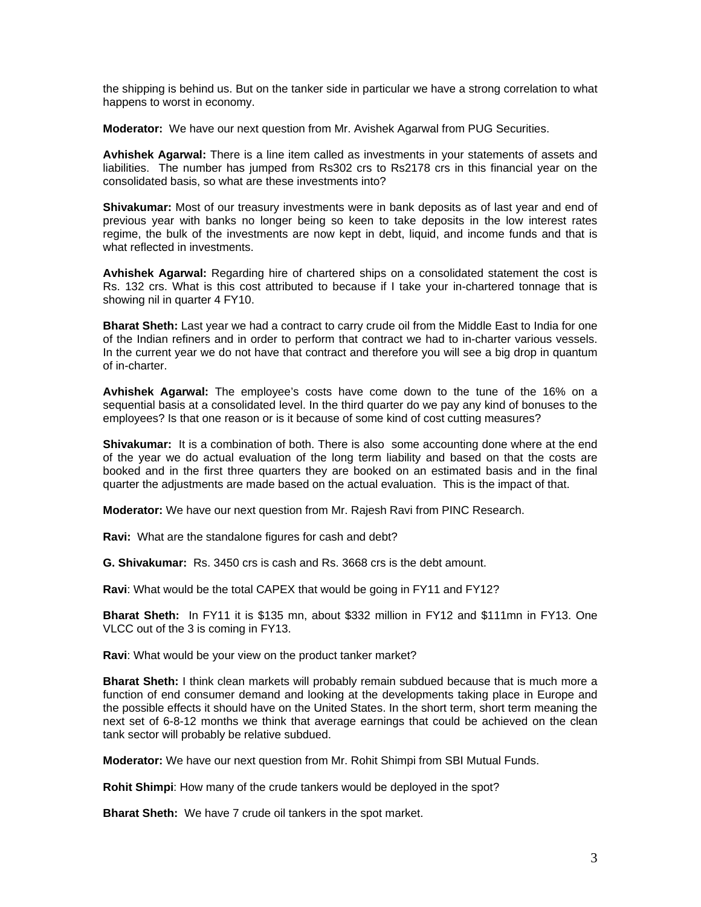the shipping is behind us. But on the tanker side in particular we have a strong correlation to what happens to worst in economy.

**Moderator:** We have our next question from Mr. Avishek Agarwal from PUG Securities.

**Avhishek Agarwal:** There is a line item called as investments in your statements of assets and liabilities. The number has jumped from Rs302 crs to Rs2178 crs in this financial year on the consolidated basis, so what are these investments into?

**Shivakumar:** Most of our treasury investments were in bank deposits as of last year and end of previous year with banks no longer being so keen to take deposits in the low interest rates regime, the bulk of the investments are now kept in debt, liquid, and income funds and that is what reflected in investments.

**Avhishek Agarwal:** Regarding hire of chartered ships on a consolidated statement the cost is Rs. 132 crs. What is this cost attributed to because if I take your in-chartered tonnage that is showing nil in quarter 4 FY10.

**Bharat Sheth:** Last year we had a contract to carry crude oil from the Middle East to India for one of the Indian refiners and in order to perform that contract we had to in-charter various vessels. In the current year we do not have that contract and therefore you will see a big drop in quantum of in-charter.

**Avhishek Agarwal:** The employee's costs have come down to the tune of the 16% on a sequential basis at a consolidated level. In the third quarter do we pay any kind of bonuses to the employees? Is that one reason or is it because of some kind of cost cutting measures?

**Shivakumar:** It is a combination of both. There is also some accounting done where at the end of the year we do actual evaluation of the long term liability and based on that the costs are booked and in the first three quarters they are booked on an estimated basis and in the final quarter the adjustments are made based on the actual evaluation. This is the impact of that.

**Moderator:** We have our next question from Mr. Rajesh Ravi from PINC Research.

**Ravi:** What are the standalone figures for cash and debt?

**G. Shivakumar:** Rs. 3450 crs is cash and Rs. 3668 crs is the debt amount.

**Ravi**: What would be the total CAPEX that would be going in FY11 and FY12?

**Bharat Sheth:** In FY11 it is $135 mn, about $332 million in FY12 and $111mn in FY13. One VLCC out of the 3 is coming in FY13.

**Ravi**: What would be your view on the product tanker market?

**Bharat Sheth:** I think clean markets will probably remain subdued because that is much more a function of end consumer demand and looking at the developments taking place in Europe and the possible effects it should have on the United States. In the short term, short term meaning the next set of 6-8-12 months we think that average earnings that could be achieved on the clean tank sector will probably be relative subdued.

**Moderator:** We have our next question from Mr. Rohit Shimpi from SBI Mutual Funds.

**Rohit Shimpi**: How many of the crude tankers would be deployed in the spot?

**Bharat Sheth:** We have 7 crude oil tankers in the spot market.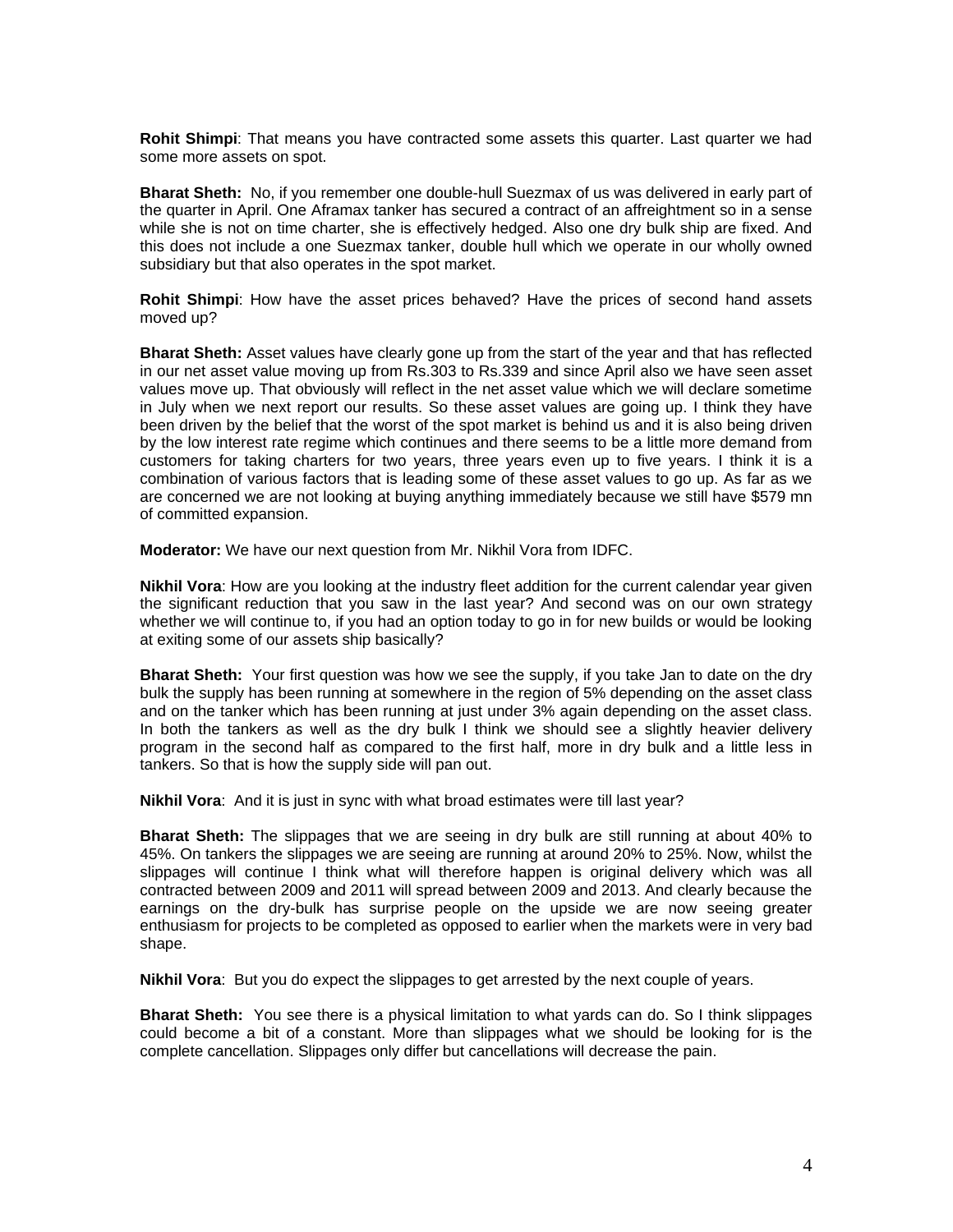**Rohit Shimpi**: That means you have contracted some assets this quarter. Last quarter we had some more assets on spot.

**Bharat Sheth:** No, if you remember one double-hull Suezmax of us was delivered in early part of the quarter in April. One Aframax tanker has secured a contract of an affreightment so in a sense while she is not on time charter, she is effectively hedged. Also one dry bulk ship are fixed. And this does not include a one Suezmax tanker, double hull which we operate in our wholly owned subsidiary but that also operates in the spot market.

**Rohit Shimpi**: How have the asset prices behaved? Have the prices of second hand assets moved up?

**Bharat Sheth:** Asset values have clearly gone up from the start of the year and that has reflected in our net asset value moving up from Rs.303 to Rs.339 and since April also we have seen asset values move up. That obviously will reflect in the net asset value which we will declare sometime in July when we next report our results. So these asset values are going up. I think they have been driven by the belief that the worst of the spot market is behind us and it is also being driven by the low interest rate regime which continues and there seems to be a little more demand from customers for taking charters for two years, three years even up to five years. I think it is a combination of various factors that is leading some of these asset values to go up. As far as we are concerned we are not looking at buying anything immediately because we still have $579 mn of committed expansion.

**Moderator:** We have our next question from Mr. Nikhil Vora from IDFC.

**Nikhil Vora**: How are you looking at the industry fleet addition for the current calendar year given the significant reduction that you saw in the last year? And second was on our own strategy whether we will continue to, if you had an option today to go in for new builds or would be looking at exiting some of our assets ship basically?

**Bharat Sheth:** Your first question was how we see the supply, if you take Jan to date on the dry bulk the supply has been running at somewhere in the region of 5% depending on the asset class and on the tanker which has been running at just under 3% again depending on the asset class. In both the tankers as well as the dry bulk I think we should see a slightly heavier delivery program in the second half as compared to the first half, more in dry bulk and a little less in tankers. So that is how the supply side will pan out.

**Nikhil Vora**: And it is just in sync with what broad estimates were till last year?

**Bharat Sheth:** The slippages that we are seeing in dry bulk are still running at about 40% to 45%. On tankers the slippages we are seeing are running at around 20% to 25%. Now, whilst the slippages will continue I think what will therefore happen is original delivery which was all contracted between 2009 and 2011 will spread between 2009 and 2013. And clearly because the earnings on the dry-bulk has surprise people on the upside we are now seeing greater enthusiasm for projects to be completed as opposed to earlier when the markets were in very bad shape.

**Nikhil Vora**: But you do expect the slippages to get arrested by the next couple of years.

**Bharat Sheth:** You see there is a physical limitation to what yards can do. So I think slippages could become a bit of a constant. More than slippages what we should be looking for is the complete cancellation. Slippages only differ but cancellations will decrease the pain.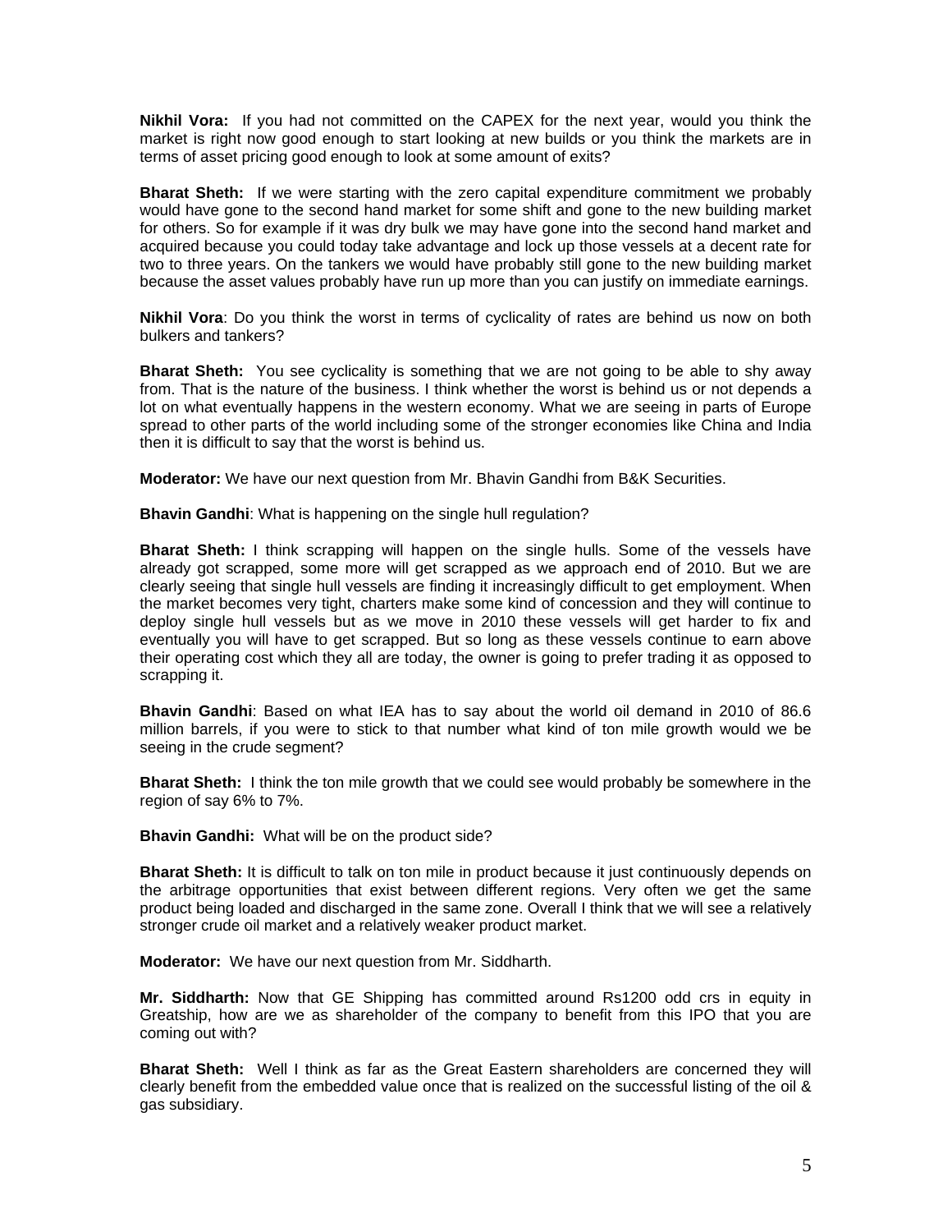**Nikhil Vora:** If you had not committed on the CAPEX for the next year, would you think the market is right now good enough to start looking at new builds or you think the markets are in terms of asset pricing good enough to look at some amount of exits?

**Bharat Sheth:** If we were starting with the zero capital expenditure commitment we probably would have gone to the second hand market for some shift and gone to the new building market for others. So for example if it was dry bulk we may have gone into the second hand market and acquired because you could today take advantage and lock up those vessels at a decent rate for two to three years. On the tankers we would have probably still gone to the new building market because the asset values probably have run up more than you can justify on immediate earnings.

**Nikhil Vora**: Do you think the worst in terms of cyclicality of rates are behind us now on both bulkers and tankers?

**Bharat Sheth:** You see cyclicality is something that we are not going to be able to shy away from. That is the nature of the business. I think whether the worst is behind us or not depends a lot on what eventually happens in the western economy. What we are seeing in parts of Europe spread to other parts of the world including some of the stronger economies like China and India then it is difficult to say that the worst is behind us.

**Moderator:** We have our next question from Mr. Bhavin Gandhi from B&K Securities.

**Bhavin Gandhi**: What is happening on the single hull regulation?

**Bharat Sheth:** I think scrapping will happen on the single hulls. Some of the vessels have already got scrapped, some more will get scrapped as we approach end of 2010. But we are clearly seeing that single hull vessels are finding it increasingly difficult to get employment. When the market becomes very tight, charters make some kind of concession and they will continue to deploy single hull vessels but as we move in 2010 these vessels will get harder to fix and eventually you will have to get scrapped. But so long as these vessels continue to earn above their operating cost which they all are today, the owner is going to prefer trading it as opposed to scrapping it.

**Bhavin Gandhi**: Based on what IEA has to say about the world oil demand in 2010 of 86.6 million barrels, if you were to stick to that number what kind of ton mile growth would we be seeing in the crude segment?

**Bharat Sheth:** I think the ton mile growth that we could see would probably be somewhere in the region of say 6% to 7%.

**Bhavin Gandhi:** What will be on the product side?

**Bharat Sheth:** It is difficult to talk on ton mile in product because it just continuously depends on the arbitrage opportunities that exist between different regions. Very often we get the same product being loaded and discharged in the same zone. Overall I think that we will see a relatively stronger crude oil market and a relatively weaker product market.

**Moderator:** We have our next question from Mr. Siddharth.

**Mr. Siddharth:** Now that GE Shipping has committed around Rs1200 odd crs in equity in Greatship, how are we as shareholder of the company to benefit from this IPO that you are coming out with?

**Bharat Sheth:** Well I think as far as the Great Eastern shareholders are concerned they will clearly benefit from the embedded value once that is realized on the successful listing of the oil & gas subsidiary.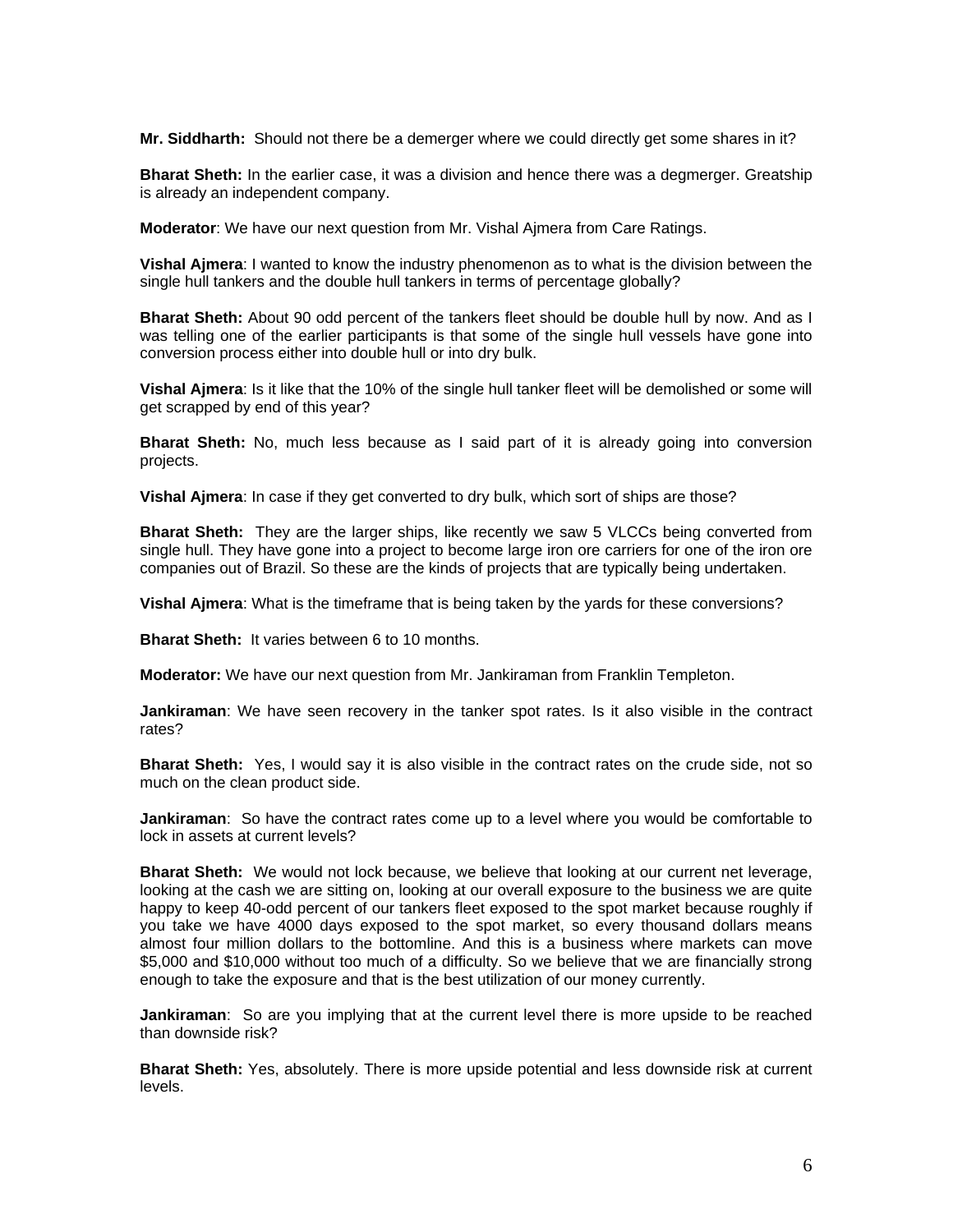**Mr. Siddharth:** Should not there be a demerger where we could directly get some shares in it?

**Bharat Sheth:** In the earlier case, it was a division and hence there was a degmerger. Greatship is already an independent company.

**Moderator**: We have our next question from Mr. Vishal Ajmera from Care Ratings.

**Vishal Ajmera**: I wanted to know the industry phenomenon as to what is the division between the single hull tankers and the double hull tankers in terms of percentage globally?

**Bharat Sheth:** About 90 odd percent of the tankers fleet should be double hull by now. And as I was telling one of the earlier participants is that some of the single hull vessels have gone into conversion process either into double hull or into dry bulk.

**Vishal Ajmera**: Is it like that the 10% of the single hull tanker fleet will be demolished or some will get scrapped by end of this year?

**Bharat Sheth:** No, much less because as I said part of it is already going into conversion projects.

**Vishal Ajmera**: In case if they get converted to dry bulk, which sort of ships are those?

**Bharat Sheth:** They are the larger ships, like recently we saw 5 VLCCs being converted from single hull. They have gone into a project to become large iron ore carriers for one of the iron ore companies out of Brazil. So these are the kinds of projects that are typically being undertaken.

**Vishal Ajmera**: What is the timeframe that is being taken by the yards for these conversions?

**Bharat Sheth:** It varies between 6 to 10 months.

**Moderator:** We have our next question from Mr. Jankiraman from Franklin Templeton.

**Jankiraman**: We have seen recovery in the tanker spot rates. Is it also visible in the contract rates?

**Bharat Sheth:** Yes, I would say it is also visible in the contract rates on the crude side, not so much on the clean product side.

**Jankiraman**: So have the contract rates come up to a level where you would be comfortable to lock in assets at current levels?

**Bharat Sheth:** We would not lock because, we believe that looking at our current net leverage, looking at the cash we are sitting on, looking at our overall exposure to the business we are quite happy to keep 40-odd percent of our tankers fleet exposed to the spot market because roughly if you take we have 4000 days exposed to the spot market, so every thousand dollars means almost four million dollars to the bottomline. And this is a business where markets can move $5,000 and $10,000 without too much of a difficulty. So we believe that we are financially strong enough to take the exposure and that is the best utilization of our money currently.

**Jankiraman**: So are you implying that at the current level there is more upside to be reached than downside risk?

**Bharat Sheth:** Yes, absolutely. There is more upside potential and less downside risk at current levels.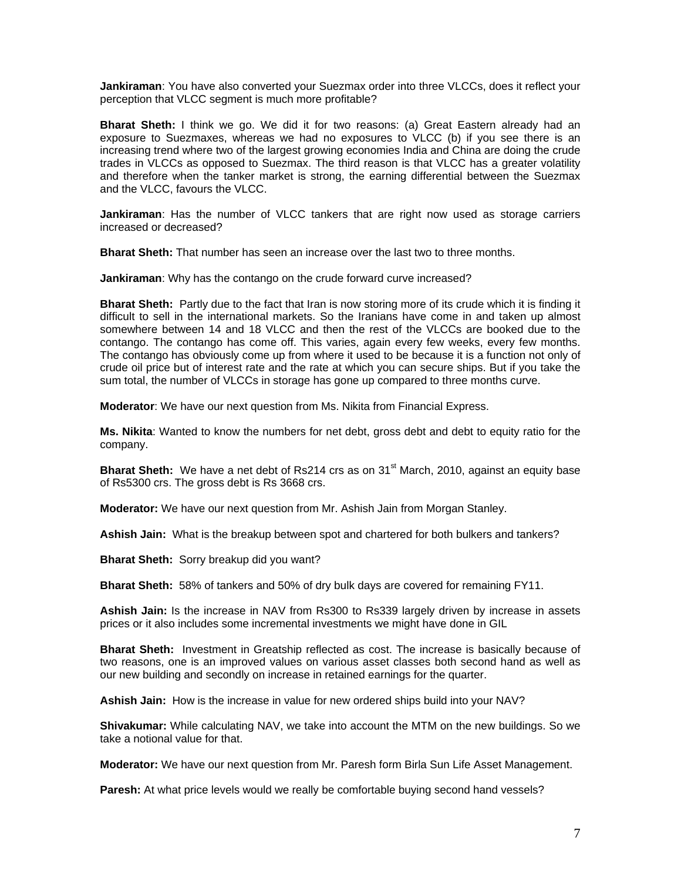**Jankiraman**: You have also converted your Suezmax order into three VLCCs, does it reflect your perception that VLCC segment is much more profitable?

**Bharat Sheth:** I think we go. We did it for two reasons: (a) Great Eastern already had an exposure to Suezmaxes, whereas we had no exposures to VLCC (b) if you see there is an increasing trend where two of the largest growing economies India and China are doing the crude trades in VLCCs as opposed to Suezmax. The third reason is that VLCC has a greater volatility and therefore when the tanker market is strong, the earning differential between the Suezmax and the VLCC, favours the VLCC.

**Jankiraman**: Has the number of VLCC tankers that are right now used as storage carriers increased or decreased?

**Bharat Sheth:** That number has seen an increase over the last two to three months.

**Jankiraman**: Why has the contango on the crude forward curve increased?

**Bharat Sheth:** Partly due to the fact that Iran is now storing more of its crude which it is finding it difficult to sell in the international markets. So the Iranians have come in and taken up almost somewhere between 14 and 18 VLCC and then the rest of the VLCCs are booked due to the contango. The contango has come off. This varies, again every few weeks, every few months. The contango has obviously come up from where it used to be because it is a function not only of crude oil price but of interest rate and the rate at which you can secure ships. But if you take the sum total, the number of VLCCs in storage has gone up compared to three months curve.

**Moderator**: We have our next question from Ms. Nikita from Financial Express.

**Ms. Nikita**: Wanted to know the numbers for net debt, gross debt and debt to equity ratio for the company.

**Bharat Sheth:** We have a net debt of Rs214 crs as on 31st March, 2010, against an equity base of Rs5300 crs. The gross debt is Rs 3668 crs.

**Moderator:** We have our next question from Mr. Ashish Jain from Morgan Stanley.

**Ashish Jain:** What is the breakup between spot and chartered for both bulkers and tankers?

**Bharat Sheth:** Sorry breakup did you want?

**Bharat Sheth:** 58% of tankers and 50% of dry bulk days are covered for remaining FY11.

**Ashish Jain:** Is the increase in NAV from Rs300 to Rs339 largely driven by increase in assets prices or it also includes some incremental investments we might have done in GIL

**Bharat Sheth:** Investment in Greatship reflected as cost. The increase is basically because of two reasons, one is an improved values on various asset classes both second hand as well as our new building and secondly on increase in retained earnings for the quarter.

**Ashish Jain:** How is the increase in value for new ordered ships build into your NAV?

**Shivakumar:** While calculating NAV, we take into account the MTM on the new buildings. So we take a notional value for that.

**Moderator:** We have our next question from Mr. Paresh form Birla Sun Life Asset Management.

**Paresh:** At what price levels would we really be comfortable buying second hand vessels?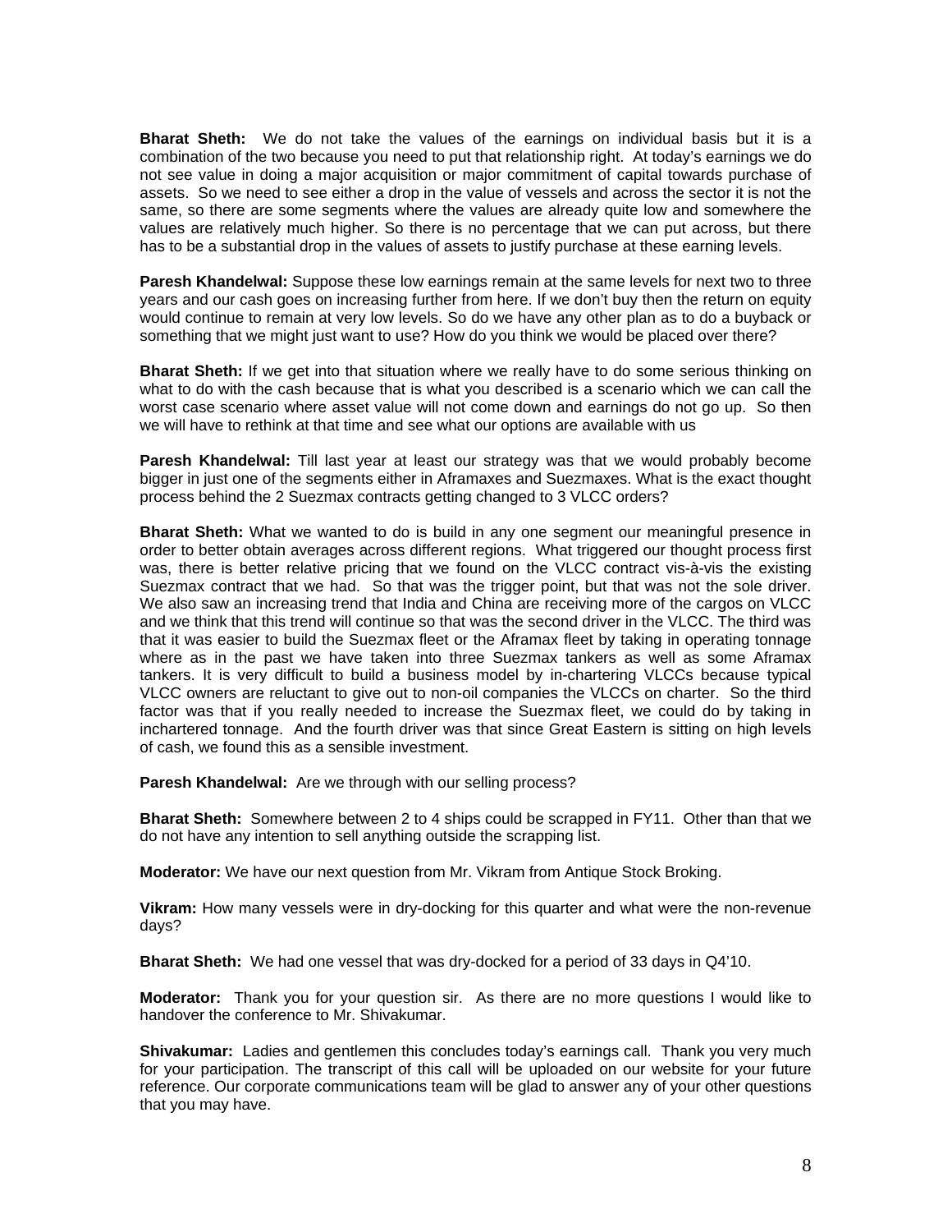**Bharat Sheth:** We do not take the values of the earnings on individual basis but it is a combination of the two because you need to put that relationship right. At today's earnings we do not see value in doing a major acquisition or major commitment of capital towards purchase of assets. So we need to see either a drop in the value of vessels and across the sector it is not the same, so there are some segments where the values are already quite low and somewhere the values are relatively much higher. So there is no percentage that we can put across, but there has to be a substantial drop in the values of assets to justify purchase at these earning levels.

**Paresh Khandelwal:** Suppose these low earnings remain at the same levels for next two to three years and our cash goes on increasing further from here. If we don't buy then the return on equity would continue to remain at very low levels. So do we have any other plan as to do a buyback or something that we might just want to use? How do you think we would be placed over there?

**Bharat Sheth:** If we get into that situation where we really have to do some serious thinking on what to do with the cash because that is what you described is a scenario which we can call the worst case scenario where asset value will not come down and earnings do not go up. So then we will have to rethink at that time and see what our options are available with us

**Paresh Khandelwal:** Till last year at least our strategy was that we would probably become bigger in just one of the segments either in Aframaxes and Suezmaxes. What is the exact thought process behind the 2 Suezmax contracts getting changed to 3 VLCC orders?

**Bharat Sheth:** What we wanted to do is build in any one segment our meaningful presence in order to better obtain averages across different regions. What triggered our thought process first was, there is better relative pricing that we found on the VLCC contract vis-à-vis the existing Suezmax contract that we had. So that was the trigger point, but that was not the sole driver. We also saw an increasing trend that India and China are receiving more of the cargos on VLCC and we think that this trend will continue so that was the second driver in the VLCC. The third was that it was easier to build the Suezmax fleet or the Aframax fleet by taking in operating tonnage where as in the past we have taken into three Suezmax tankers as well as some Aframax tankers. It is very difficult to build a business model by in-chartering VLCCs because typical VLCC owners are reluctant to give out to non-oil companies the VLCCs on charter. So the third factor was that if you really needed to increase the Suezmax fleet, we could do by taking in inchartered tonnage. And the fourth driver was that since Great Eastern is sitting on high levels of cash, we found this as a sensible investment.

**Paresh Khandelwal:** Are we through with our selling process?

**Bharat Sheth:** Somewhere between 2 to 4 ships could be scrapped in FY11. Other than that we do not have any intention to sell anything outside the scrapping list.

**Moderator:** We have our next question from Mr. Vikram from Antique Stock Broking.

**Vikram:** How many vessels were in dry-docking for this quarter and what were the non-revenue days?

**Bharat Sheth:** We had one vessel that was dry-docked for a period of 33 days in Q4'10.

**Moderator:** Thank you for your question sir. As there are no more questions I would like to handover the conference to Mr. Shivakumar.

**Shivakumar:** Ladies and gentlemen this concludes today's earnings call. Thank you very much for your participation. The transcript of this call will be uploaded on our website for your future reference. Our corporate communications team will be glad to answer any of your other questions that you may have.